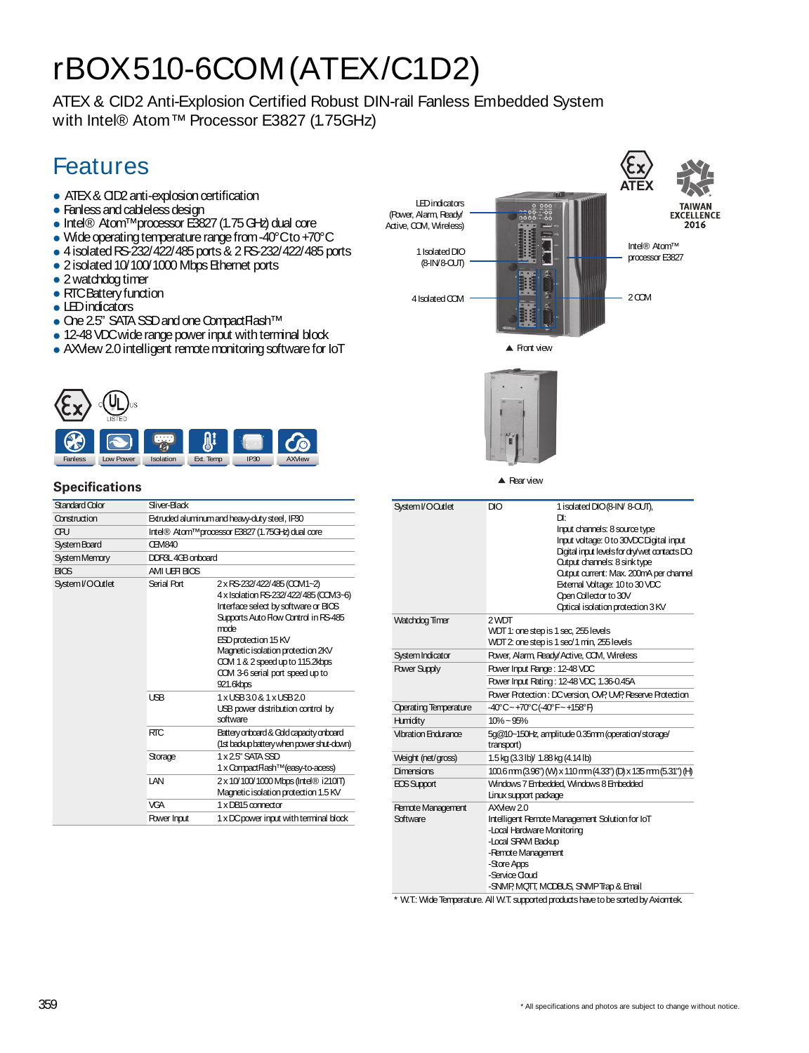# rBOX510-6COM(ATEX/C1D2)

ATEX & CID2 Anti-Explosion Certified Robust DIN-rail Fanless Embedded System with Intel® Atom™ Processor E3827 (1.75GHz)

## Features

- ATEX & CID2 anti-explosion certification
- Fanless and cableless design
- Intel® Atom™ processor E3827 (1.75 GHz) dual core
- Wide operating temperature range from -40°C to +70°C
- 4 isolated RS-232/422/485 ports & 2 RS-232/422/485 ports
- 2 isolated 10/100/1000 Mbps Ethernet ports
- 2 watchdog timer
- RTC Battery function
- LED indicators
- One 2.5" SATA SSD and one CompactFlash™
- 12-48 VDC wide range power input with terminal block
- AXView 2.0 intelligent remote monitoring software for IoT

LED indicators (Power, Alarm, Ready/Active, COM, Wireless)

1 Isolated DIO (8-IN/8-OUT)

4 Isolated COM

Intel® Atom™ processor E3827

2 COM

▲ Front view

▲ Rear view

Fanless | Low Power | Isolation | Ext. Temp | IP30 | AXView

## Specifications

| | | |
|---|---|---|
| Standard Color | Sliver-Black | |
| Construction | Extruded aluminum and heavy-duty steel, IP30 | |
| CPU | Intel® Atom™ processor E3827 (1.75GHz) dual core | |
| System Board | CEM840 | |
| System Memory | DDR3L 4GB onboard | |
| BIOS | AMI UEFI BIOS | |
| System I/O Outlet | Serial Port | 2 x RS-232/422/485 (COM1~2)<br>4 x Isolation RS-232/422/485 (COM3~6)<br>Interface select by software or BIOS<br>Supports Auto Flow Control in RS-485 mode<br>ESD protection 15 KV<br>Magnetic isolation protection 2KV<br>COM 1 & 2 speed up to 115.2kbps<br>COM 3-6 serial port speed up to 921.6kbps |
| | USB | 1 x USB 3.0 & 1 x USB 2.0<br>USB power distribution control by software |
| | RTC | Battery onboard & Gold capacity onboard (1st backup battery when power shut-down) |
| | Storage | 1 x 2.5" SATA SSD<br>1 x CompactFlash™ (easy-to-access) |
| | LAN | 2 x 10/100/1000 Mbps (Intel® i210IT)<br>Magnetic isolation protection 1.5 KV |
| | VGA | 1 x DB15 connector |
| | Power Input | 1 x DC power input with terminal block |

| | | |
|---|---|---|
| System I/O Outlet | DIO | 1 isolated DIO (8-IN/ 8-OUT),<br>DI:<br>Input channels: 8 source type<br>Input voltage: 0 to 30VDC Digital input<br>Digital input levels for dry/wet contacts DO:<br>Output channels: 8 sink type<br>Output current: Max. 200mA per channel<br>External Voltage: 10 to 30 VDC<br>Open Collector to 30V<br>Optical isolation protection 3 KV |
| Watchdog Timer | 2 WDT<br>WDT 1: one step is 1 sec, 255 levels<br>WDT 2: one step is 1 sec/1 min, 255 levels | |
| System Indicator | Power, Alarm, Ready/Active, COM, Wireless | |
| Power Supply | Power Input Range : 12-48 VDC | |
| | Power Input Rating : 12-48 VDC, 1.36-0.45A | |
| | Power Protection : DC version, OVP, UVP, Reserve Protection | |
| Operating Temperature | -40°C ~ +70°C (-40°F ~ +158°F) | |
| Humidity | 10% ~ 95% | |
| Vibration Endurance | 5g@10~150Hz, amplitude 0.35mm (operation/storage/transport) | |
| Weight (net/gross) | 1.5 kg (3.3 lb)/ 1.88 kg (4.14 lb) | |
| Dimensions | 100.6 mm (3.96") (W) x 110 mm (4.33") (D) x 135 mm (5.31") (H) | |
| EOS Support | Windows 7 Embedded, Windows 8 Embedded<br>Linux support package | |
| Remote Management Software | AXView 2.0<br>Intelligent Remote Management Solution for IoT<br>-Local Hardware Monitoring<br>-Local SRAM Backup<br>-Remote Management<br>-Store Apps<br>-Service Cloud<br>-SNMP, MQTT, MODBUS, SNMP Trap & Email | |

\* W.T.: Wide Temperature. All W.T. supported products have to be sorted by Axiomtek.

\* All specifications and photos are subject to change without notice.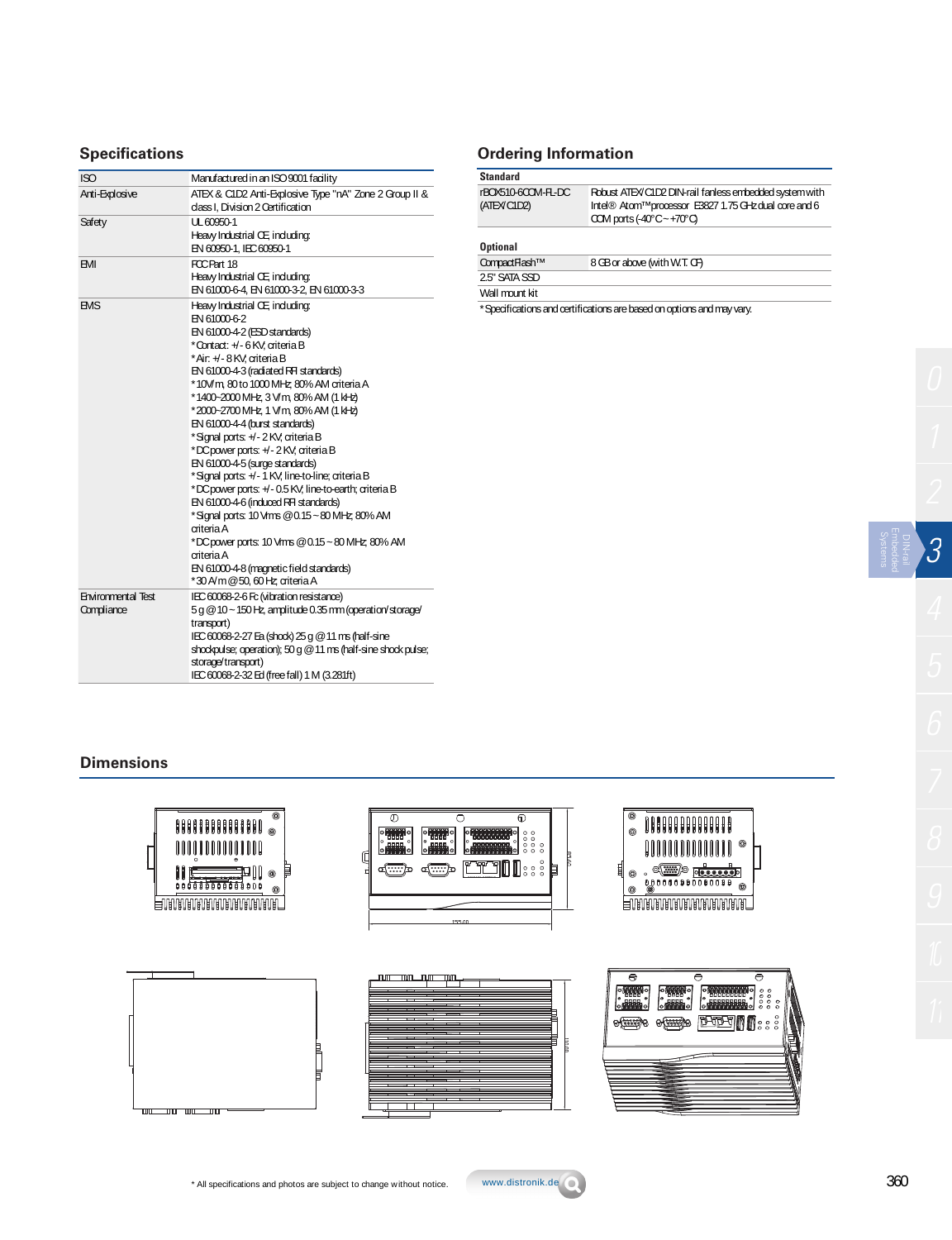## Specifications

| | |
|---|---|
| ISO | Manufactured in an ISO 9001 facility |
| Anti-Explosive | ATEX & C1D2 Anti-Explosive Type "nA" Zone 2 Group II & class I, Division 2 Certification |
| Safety | UL 60950-1<br>Heavy Industrial CE, including:<br>EN 60950-1, IEC 60950-1 |
| EMI | FCC Part 18<br>Heavy Industrial CE, including:<br>EN 61000-6-4, EN 61000-3-2, EN 61000-3-3 |
| EMS | Heavy Industrial CE, including:<br>EN 61000-6-2<br>EN 61000-4-2 (ESD standards)<br>* Contact: +/- 6 KV, criteria B<br>* Air: +/- 8 KV, criteria B<br>EN 61000-4-3 (radiated RFI standards)<br>* 10V/m, 80 to 1000 MHz, 80% AM criteria A<br>* 1400~2000 MHz, 3 V/m, 80% AM (1 kHz)<br>* 2000~2700 MHz, 1 V/m, 80% AM (1 kHz)<br>EN 61000-4-4 (burst standards)<br>* Signal ports: +/- 2 KV, criteria B<br>* DC power ports: +/- 2 KV, criteria B<br>EN 61000-4-5 (surge standards)<br>* Signal ports: +/- 1 KV, line-to-line; criteria B<br>* DC power ports: +/- 0.5 KV, line-to-earth; criteria B<br>EN 61000-4-6 (induced RFI standards)<br>* Signal ports: 10 Vrms @ 0.15 ~ 80 MHz, 80% AM criteria A<br>* DC power ports: 10 Vrms @ 0.15 ~ 80 MHz, 80% AM criteria A<br>EN 61000-4-8 (magnetic field standards)<br>* 30 A/m @ 50, 60 Hz, criteria A |
| Environmental Test Compliance | IEC 60068-2-6 Fc (vibration resistance)<br>5 g @ 10 ~ 150 Hz, amplitude 0.35 mm (operation/storage/transport)<br>IEC 60068-2-27 Ea (shock) 25 g @ 11 ms (half-sine shockpulse; operation); 50 g @ 11 ms (half-sine shock pulse; storage/transport)<br>IEC 60068-2-32 Ed (free fall) 1 M (3.281ft) |

## Ordering Information

| | |
|---|---|
| **Standard** | |
| rBOX510-6COM-FL-DC (ATEX/C1D2) | Robust ATEX/C1D2 DIN-rail fanless embedded system with Intel® Atom™ processor E3827 1.75 GHz dual core and 6 COM ports (-40°C ~ +70°C) |
| **Optional** | |
| CompactFlash™ | 8 GB or above (with W.T. CF) |
| 2.5" SATA SSD | |
| Wall mount kit | |

* Specifications and certifications are based on options and may vary.

## Dimensions

155.00

110.00

* All specifications and photos are subject to change without notice.

www.distronik.de